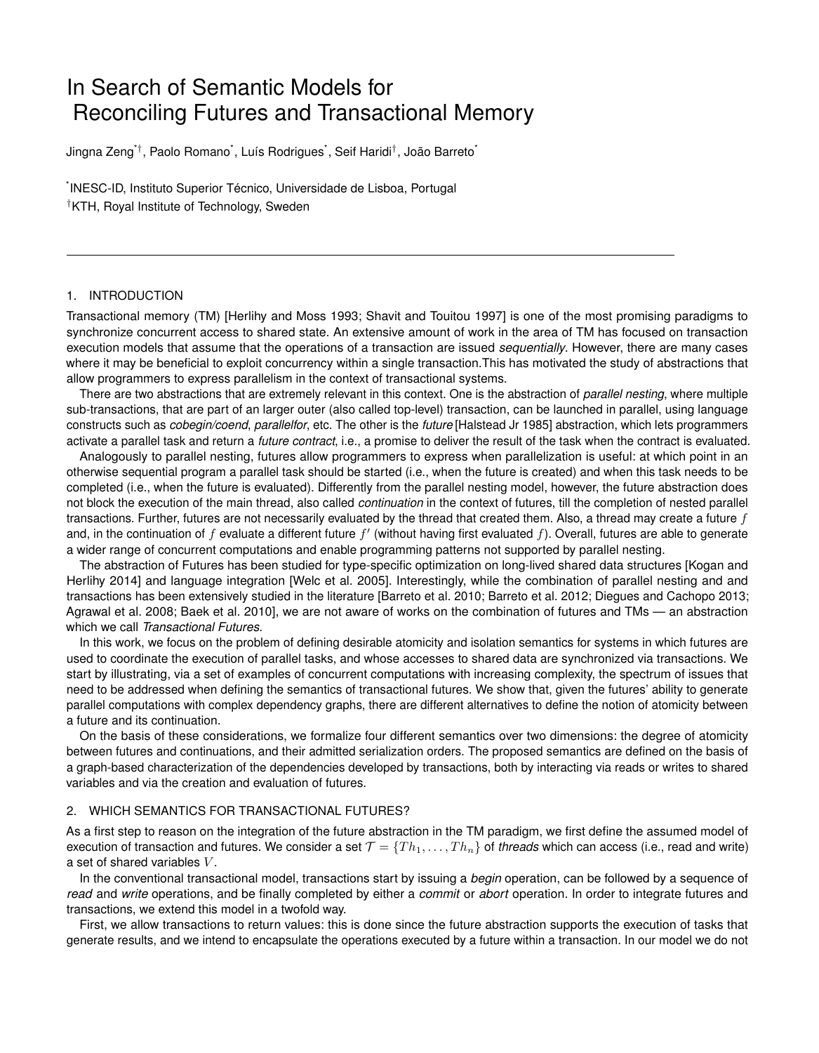# In Search of Semantic Models for Reconciling Futures and Transactional Memory

Jingna Zeng[*†], Paolo Romano[*], Luís Rodrigues[*], Seif Haridi[†], João Barreto[*]

[*]INESC-ID, Instituto Superior Técnico, Universidade de Lisboa, Portugal
[†]KTH, Royal Institute of Technology, Sweden

---

## 1. INTRODUCTION

Transactional memory (TM) [Herlihy and Moss 1993; Shavit and Touitou 1997] is one of the most promising paradigms to synchronize concurrent access to shared state. An extensive amount of work in the area of TM has focused on transaction execution models that assume that the operations of a transaction are issued *sequentially*. However, there are many cases where it may be beneficial to exploit concurrency within a single transaction.This has motivated the study of abstractions that allow programmers to express parallelism in the context of transactional systems.

There are two abstractions that are extremely relevant in this context. One is the abstraction of *parallel nesting*, where multiple sub-transactions, that are part of an larger outer (also called top-level) transaction, can be launched in parallel, using language constructs such as *cobegin/coend*, *parallelfor*, etc. The other is the *future* [Halstead Jr 1985] abstraction, which lets programmers activate a parallel task and return a *future contract*, i.e., a promise to deliver the result of the task when the contract is evaluated.

Analogously to parallel nesting, futures allow programmers to express when parallelization is useful: at which point in an otherwise sequential program a parallel task should be started (i.e., when the future is created) and when this task needs to be completed (i.e., when the future is evaluated). Differently from the parallel nesting model, however, the future abstraction does not block the execution of the main thread, also called *continuation* in the context of futures, till the completion of nested parallel transactions. Further, futures are not necessarily evaluated by the thread that created them. Also, a thread may create a future $f$ and, in the continuation of $f$ evaluate a different future $f'$ (without having first evaluated $f$). Overall, futures are able to generate a wider range of concurrent computations and enable programming patterns not supported by parallel nesting.

The abstraction of Futures has been studied for type-specific optimization on long-lived shared data structures [Kogan and Herlihy 2014] and language integration [Welc et al. 2005]. Interestingly, while the combination of parallel nesting and and transactions has been extensively studied in the literature [Barreto et al. 2010; Barreto et al. 2012; Diegues and Cachopo 2013; Agrawal et al. 2008; Baek et al. 2010], we are not aware of works on the combination of futures and TMs — an abstraction which we call *Transactional Futures*.

In this work, we focus on the problem of defining desirable atomicity and isolation semantics for systems in which futures are used to coordinate the execution of parallel tasks, and whose accesses to shared data are synchronized via transactions. We start by illustrating, via a set of examples of concurrent computations with increasing complexity, the spectrum of issues that need to be addressed when defining the semantics of transactional futures. We show that, given the futures' ability to generate parallel computations with complex dependency graphs, there are different alternatives to define the notion of atomicity between a future and its continuation.

On the basis of these considerations, we formalize four different semantics over two dimensions: the degree of atomicity between futures and continuations, and their admitted serialization orders. The proposed semantics are defined on the basis of a graph-based characterization of the dependencies developed by transactions, both by interacting via reads or writes to shared variables and via the creation and evaluation of futures.

## 2. WHICH SEMANTICS FOR TRANSACTIONAL FUTURES?

As a first step to reason on the integration of the future abstraction in the TM paradigm, we first define the assumed model of execution of transaction and futures. We consider a set $\mathcal{T} = \{Th_1, \ldots, Th_n\}$ of *threads* which can access (i.e., read and write) a set of shared variables $V$.

In the conventional transactional model, transactions start by issuing a *begin* operation, can be followed by a sequence of *read* and *write* operations, and be finally completed by either a *commit* or *abort* operation. In order to integrate futures and transactions, we extend this model in a twofold way.

First, we allow transactions to return values: this is done since the future abstraction supports the execution of tasks that generate results, and we intend to encapsulate the operations executed by a future within a transaction. In our model we do not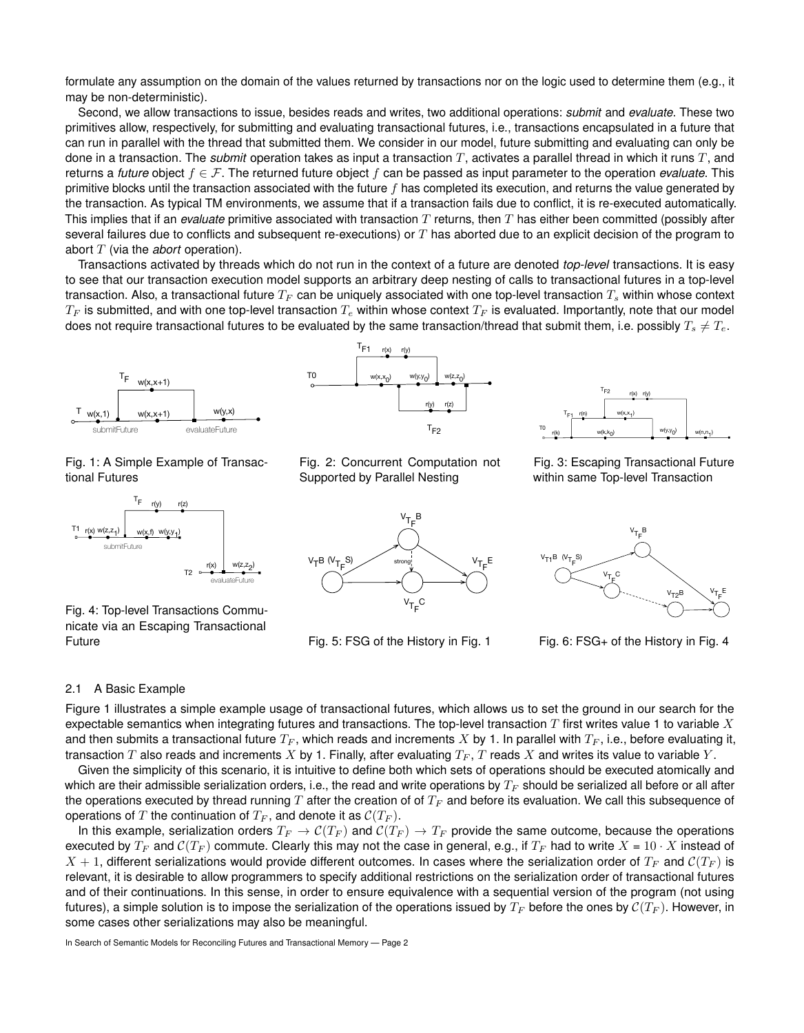formulate any assumption on the domain of the values returned by transactions nor on the logic used to determine them (e.g., it may be non-deterministic).

Second, we allow transactions to issue, besides reads and writes, two additional operations: *submit* and *evaluate*. These two primitives allow, respectively, for submitting and evaluating transactional futures, i.e., transactions encapsulated in a future that can run in parallel with the thread that submitted them. We consider in our model, future submitting and evaluating can only be done in a transaction. The *submit* operation takes as input a transaction $T$, activates a parallel thread in which it runs $T$, and returns a *future* object $f \in \mathcal{F}$. The returned future object $f$ can be passed as input parameter to the operation *evaluate*. This primitive blocks until the transaction associated with the future $f$ has completed its execution, and returns the value generated by the transaction. As typical TM environments, we assume that if a transaction fails due to conflict, it is re-executed automatically. This implies that if an *evaluate* primitive associated with transaction $T$ returns, then $T$ has either been committed (possibly after several failures due to conflicts and subsequent re-executions) or $T$ has aborted due to an explicit decision of the program to abort $T$ (via the *abort* operation).

Transactions activated by threads which do not run in the context of a future are denoted *top-level* transactions. It is easy to see that our transaction execution model supports an arbitrary deep nesting of calls to transactional futures in a top-level transaction. Also, a transactional future $T_F$ can be uniquely associated with one top-level transaction $T_s$ within whose context $T_F$ is submitted, and with one top-level transaction $T_e$ within whose context $T_F$ is evaluated. Importantly, note that our model does not require transactional futures to be evaluated by the same transaction/thread that submit them, i.e. possibly $T_s \neq T_e$.

Fig. 1: A Simple Example of Transactional Futures

Fig. 2: Concurrent Computation not Supported by Parallel Nesting

Fig. 3: Escaping Transactional Future within same Top-level Transaction

Fig. 4: Top-level Transactions Communicate via an Escaping Transactional Future

Fig. 5: FSG of the History in Fig. 1

Fig. 6: FSG+ of the History in Fig. 4

## 2.1 A Basic Example

Figure 1 illustrates a simple example usage of transactional futures, which allows us to set the ground in our search for the expectable semantics when integrating futures and transactions. The top-level transaction $T$ first writes value 1 to variable $X$ and then submits a transactional future $T_F$, which reads and increments $X$ by 1. In parallel with $T_F$, i.e., before evaluating it, transaction $T$ also reads and increments $X$ by 1. Finally, after evaluating $T_F$, $T$ reads $X$ and writes its value to variable $Y$.

Given the simplicity of this scenario, it is intuitive to define both which sets of operations should be executed atomically and which are their admissible serialization orders, i.e., the read and write operations by $T_F$ should be serialized all before or all after the operations executed by thread running $T$ after the creation of of $T_F$ and before its evaluation. We call this subsequence of operations of $T$ the continuation of $T_F$, and denote it as $\mathcal{C}(T_F)$.

In this example, serialization orders $T_F \to \mathcal{C}(T_F)$ and $\mathcal{C}(T_F) \to T_F$ provide the same outcome, because the operations executed by $T_F$ and $\mathcal{C}(T_F)$ commute. Clearly this may not the case in general, e.g., if $T_F$ had to write $X = 10 \cdot X$ instead of $X + 1$, different serializations would provide different outcomes. In cases where the serialization order of $T_F$ and $\mathcal{C}(T_F)$ is relevant, it is desirable to allow programmers to specify additional restrictions on the serialization order of transactional futures and of their continuations. In this sense, in order to ensure equivalence with a sequential version of the program (not using futures), a simple solution is to impose the serialization of the operations issued by $T_F$ before the ones by $\mathcal{C}(T_F)$. However, in some cases other serializations may also be meaningful.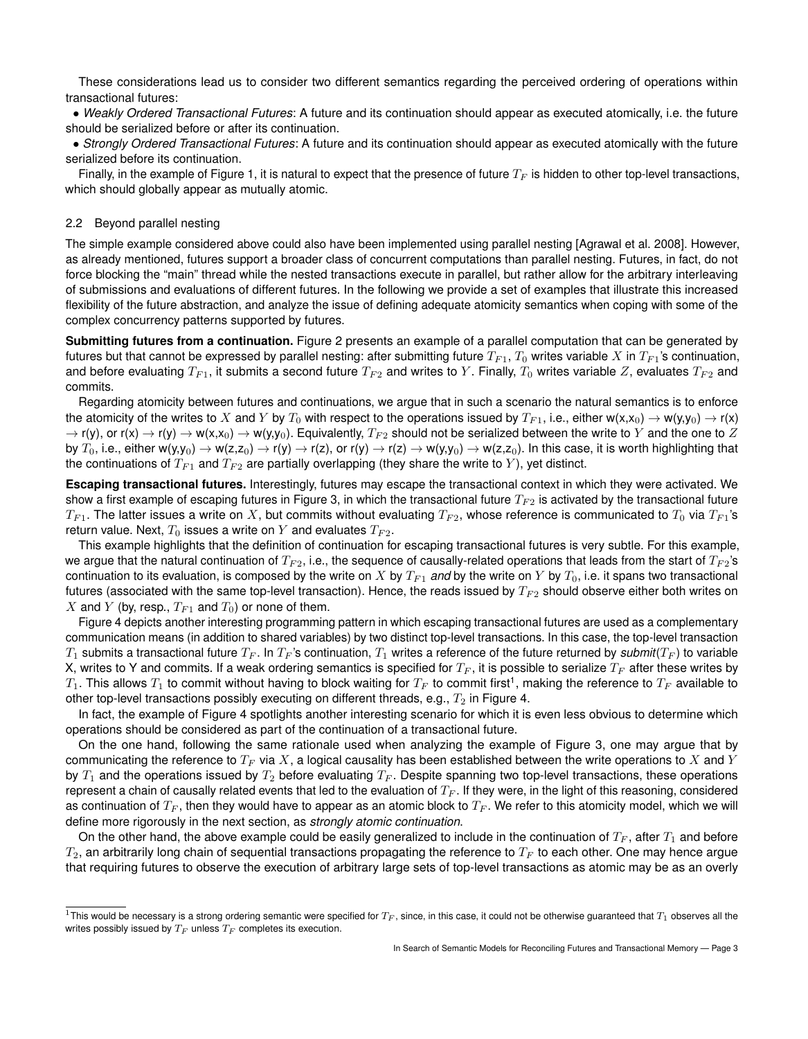These considerations lead us to consider two different semantics regarding the perceived ordering of operations within transactional futures:

- *Weakly Ordered Transactional Futures*: A future and its continuation should appear as executed atomically, i.e. the future should be serialized before or after its continuation.
- *Strongly Ordered Transactional Futures*: A future and its continuation should appear as executed atomically with the future serialized before its continuation.

Finally, in the example of Figure 1, it is natural to expect that the presence of future $T_F$ is hidden to other top-level transactions, which should globally appear as mutually atomic.

## 2.2 Beyond parallel nesting

The simple example considered above could also have been implemented using parallel nesting [Agrawal et al. 2008]. However, as already mentioned, futures support a broader class of concurrent computations than parallel nesting. Futures, in fact, do not force blocking the "main" thread while the nested transactions execute in parallel, but rather allow for the arbitrary interleaving of submissions and evaluations of different futures. In the following we provide a set of examples that illustrate this increased flexibility of the future abstraction, and analyze the issue of defining adequate atomicity semantics when coping with some of the complex concurrency patterns supported by futures.

**Submitting futures from a continuation.** Figure 2 presents an example of a parallel computation that can be generated by futures but that cannot be expressed by parallel nesting: after submitting future $T_{F1}$, $T_0$ writes variable $X$ in $T_{F1}$'s continuation, and before evaluating $T_{F1}$, it submits a second future $T_{F2}$ and writes to $Y$. Finally, $T_0$ writes variable $Z$, evaluates $T_{F2}$ and commits.

Regarding atomicity between futures and continuations, we argue that in such a scenario the natural semantics is to enforce the atomicity of the writes to $X$ and $Y$ by $T_0$ with respect to the operations issued by $T_{F1}$, i.e., either w(x,x$_0$) $\rightarrow$ w(y,y$_0$) $\rightarrow$ r(x) $\rightarrow$ r(y), or r(x) $\rightarrow$ r(y) $\rightarrow$ w(x,x$_0$) $\rightarrow$ w(y,y$_0$). Equivalently, $T_{F2}$ should not be serialized between the write to $Y$ and the one to $Z$ by $T_0$, i.e., either w(y,y$_0$) $\rightarrow$ w(z,z$_0$) $\rightarrow$ r(y) $\rightarrow$ r(z), or r(y) $\rightarrow$ r(z) $\rightarrow$ w(y,y$_0$) $\rightarrow$ w(z,z$_0$). In this case, it is worth highlighting that the continuations of $T_{F1}$ and $T_{F2}$ are partially overlapping (they share the write to $Y$), yet distinct.

**Escaping transactional futures.** Interestingly, futures may escape the transactional context in which they were activated. We show a first example of escaping futures in Figure 3, in which the transactional future $T_{F2}$ is activated by the transactional future $T_{F1}$. The latter issues a write on $X$, but commits without evaluating $T_{F2}$, whose reference is communicated to $T_0$ via $T_{F1}$'s return value. Next, $T_0$ issues a write on $Y$ and evaluates $T_{F2}$.

This example highlights that the definition of continuation for escaping transactional futures is very subtle. For this example, we argue that the natural continuation of $T_{F2}$, i.e., the sequence of causally-related operations that leads from the start of $T_{F2}$'s continuation to its evaluation, is composed by the write on $X$ by $T_{F1}$ *and* by the write on $Y$ by $T_0$, i.e. it spans two transactional futures (associated with the same top-level transaction). Hence, the reads issued by $T_{F2}$ should observe either both writes on $X$ and $Y$ (by, resp., $T_{F1}$ and $T_0$) or none of them.

Figure 4 depicts another interesting programming pattern in which escaping transactional futures are used as a complementary communication means (in addition to shared variables) by two distinct top-level transactions. In this case, the top-level transaction $T_1$ submits a transactional future $T_F$. In $T_F$'s continuation, $T_1$ writes a reference of the future returned by *submit*($T_F$) to variable X, writes to Y and commits. If a weak ordering semantics is specified for $T_F$, it is possible to serialize $T_F$ after these writes by $T_1$. This allows $T_1$ to commit without having to block waiting for $T_F$ to commit first[1], making the reference to $T_F$ available to other top-level transactions possibly executing on different threads, e.g., $T_2$ in Figure 4.

In fact, the example of Figure 4 spotlights another interesting scenario for which it is even less obvious to determine which operations should be considered as part of the continuation of a transactional future.

On the one hand, following the same rationale used when analyzing the example of Figure 3, one may argue that by communicating the reference to $T_F$ via $X$, a logical causality has been established between the write operations to $X$ and $Y$ by $T_1$ and the operations issued by $T_2$ before evaluating $T_F$. Despite spanning two top-level transactions, these operations represent a chain of causally related events that led to the evaluation of $T_F$. If they were, in the light of this reasoning, considered as continuation of $T_F$, then they would have to appear as an atomic block to $T_F$. We refer to this atomicity model, which we will define more rigorously in the next section, as *strongly atomic continuation*.

On the other hand, the above example could be easily generalized to include in the continuation of $T_F$, after $T_1$ and before $T_2$, an arbitrarily long chain of sequential transactions propagating the reference to $T_F$ to each other. One may hence argue that requiring futures to observe the execution of arbitrary large sets of top-level transactions as atomic may be as an overly

[1] This would be necessary is a strong ordering semantic were specified for $T_F$, since, in this case, it could not be otherwise guaranteed that $T_1$ observes all the writes possibly issued by $T_F$ unless $T_F$ completes its execution.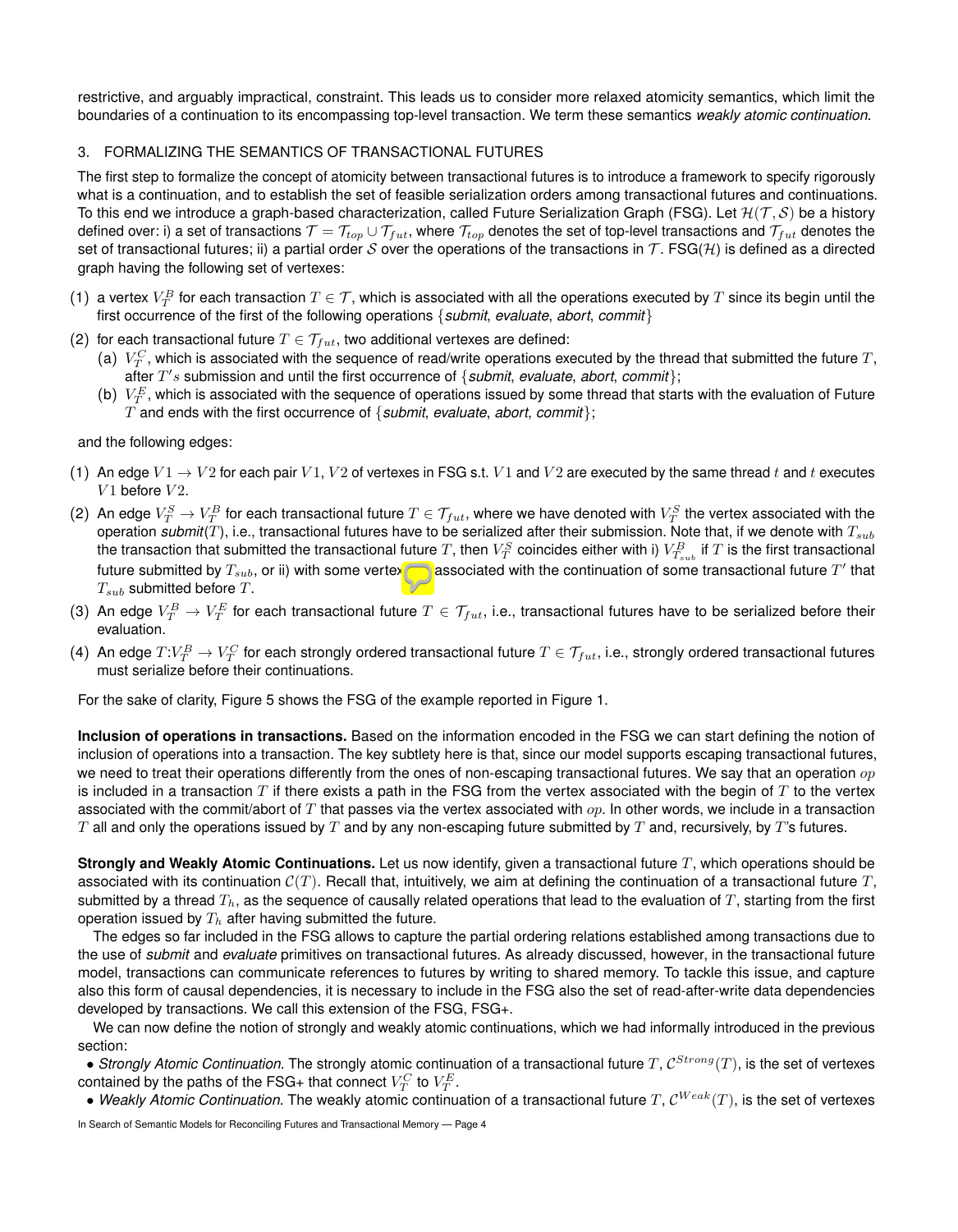restrictive, and arguably impractical, constraint. This leads us to consider more relaxed atomicity semantics, which limit the boundaries of a continuation to its encompassing top-level transaction. We term these semantics *weakly atomic continuation*.

## 3. FORMALIZING THE SEMANTICS OF TRANSACTIONAL FUTURES

The first step to formalize the concept of atomicity between transactional futures is to introduce a framework to specify rigorously what is a continuation, and to establish the set of feasible serialization orders among transactional futures and continuations. To this end we introduce a graph-based characterization, called Future Serialization Graph (FSG). Let $\mathcal{H}(\mathcal{T}, \mathcal{S})$ be a history defined over: i) a set of transactions $\mathcal{T} = \mathcal{T}_{top} \cup \mathcal{T}_{fut}$, where $\mathcal{T}_{top}$ denotes the set of top-level transactions and $\mathcal{T}_{fut}$ denotes the set of transactional futures; ii) a partial order $\mathcal{S}$ over the operations of the transactions in $\mathcal{T}$. FSG($\mathcal{H}$) is defined as a directed graph having the following set of vertexes:

(1) a vertex $V_T^B$ for each transaction $T \in \mathcal{T}$, which is associated with all the operations executed by $T$ since its begin until the first occurrence of the first of the following operations {*submit*, *evaluate*, *abort*, *commit*}

(2) for each transactional future $T \in \mathcal{T}_{fut}$, two additional vertexes are defined:
   (a) $V_T^C$, which is associated with the sequence of read/write operations executed by the thread that submitted the future $T$, after $T's$ submission and until the first occurrence of {*submit*, *evaluate*, *abort*, *commit*};
   (b) $V_T^E$, which is associated with the sequence of operations issued by some thread that starts with the evaluation of Future $T$ and ends with the first occurrence of {*submit*, *evaluate*, *abort*, *commit*};

and the following edges:

(1) An edge $V1 \rightarrow V2$ for each pair $V1$, $V2$ of vertexes in FSG s.t. $V1$ and $V2$ are executed by the same thread $t$ and $t$ executes $V1$ before $V2$.

(2) An edge $V_T^S \rightarrow V_T^B$ for each transactional future $T \in \mathcal{T}_{fut}$, where we have denoted with $V_T^S$ the vertex associated with the operation *submit*($T$), i.e., transactional futures have to be serialized after their submission. Note that, if we denote with $T_{sub}$ the transaction that submitted the transactional future $T$, then $V_T^S$ coincides either with i) $V_{T_{sub}}^B$ if $T$ is the first transactional future submitted by $T_{sub}$, or ii) with some vertex associated with the continuation of some transactional future $T'$ that $T_{sub}$ submitted before $T$.

(3) An edge $V_T^B \rightarrow V_T^E$ for each transactional future $T \in \mathcal{T}_{fut}$, i.e., transactional futures have to be serialized before their evaluation.

(4) An edge $T$:$V_T^B \rightarrow V_T^C$ for each strongly ordered transactional future $T \in \mathcal{T}_{fut}$, i.e., strongly ordered transactional futures must serialize before their continuations.

For the sake of clarity, Figure 5 shows the FSG of the example reported in Figure 1.

**Inclusion of operations in transactions.** Based on the information encoded in the FSG we can start defining the notion of inclusion of operations into a transaction. The key subtlety here is that, since our model supports escaping transactional futures, we need to treat their operations differently from the ones of non-escaping transactional futures. We say that an operation $op$ is included in a transaction $T$ if there exists a path in the FSG from the vertex associated with the begin of $T$ to the vertex associated with the commit/abort of $T$ that passes via the vertex associated with $op$. In other words, we include in a transaction $T$ all and only the operations issued by $T$ and by any non-escaping future submitted by $T$ and, recursively, by $T$'s futures.

**Strongly and Weakly Atomic Continuations.** Let us now identify, given a transactional future $T$, which operations should be associated with its continuation $\mathcal{C}(T)$. Recall that, intuitively, we aim at defining the continuation of a transactional future $T$, submitted by a thread $T_h$, as the sequence of causally related operations that lead to the evaluation of $T$, starting from the first operation issued by $T_h$ after having submitted the future.

The edges so far included in the FSG allows to capture the partial ordering relations established among transactions due to the use of *submit* and *evaluate* primitives on transactional futures. As already discussed, however, in the transactional future model, transactions can communicate references to futures by writing to shared memory. To tackle this issue, and capture also this form of causal dependencies, it is necessary to include in the FSG also the set of read-after-write data dependencies developed by transactions. We call this extension of the FSG, FSG+.

We can now define the notion of strongly and weakly atomic continuations, which we had informally introduced in the previous section:

- *Strongly Atomic Continuation.* The strongly atomic continuation of a transactional future $T$, $\mathcal{C}^{Strong}(T)$, is the set of vertexes contained by the paths of the FSG+ that connect $V_T^C$ to $V_T^E$.
- *Weakly Atomic Continuation.* The weakly atomic continuation of a transactional future $T$, $\mathcal{C}^{Weak}(T)$, is the set of vertexes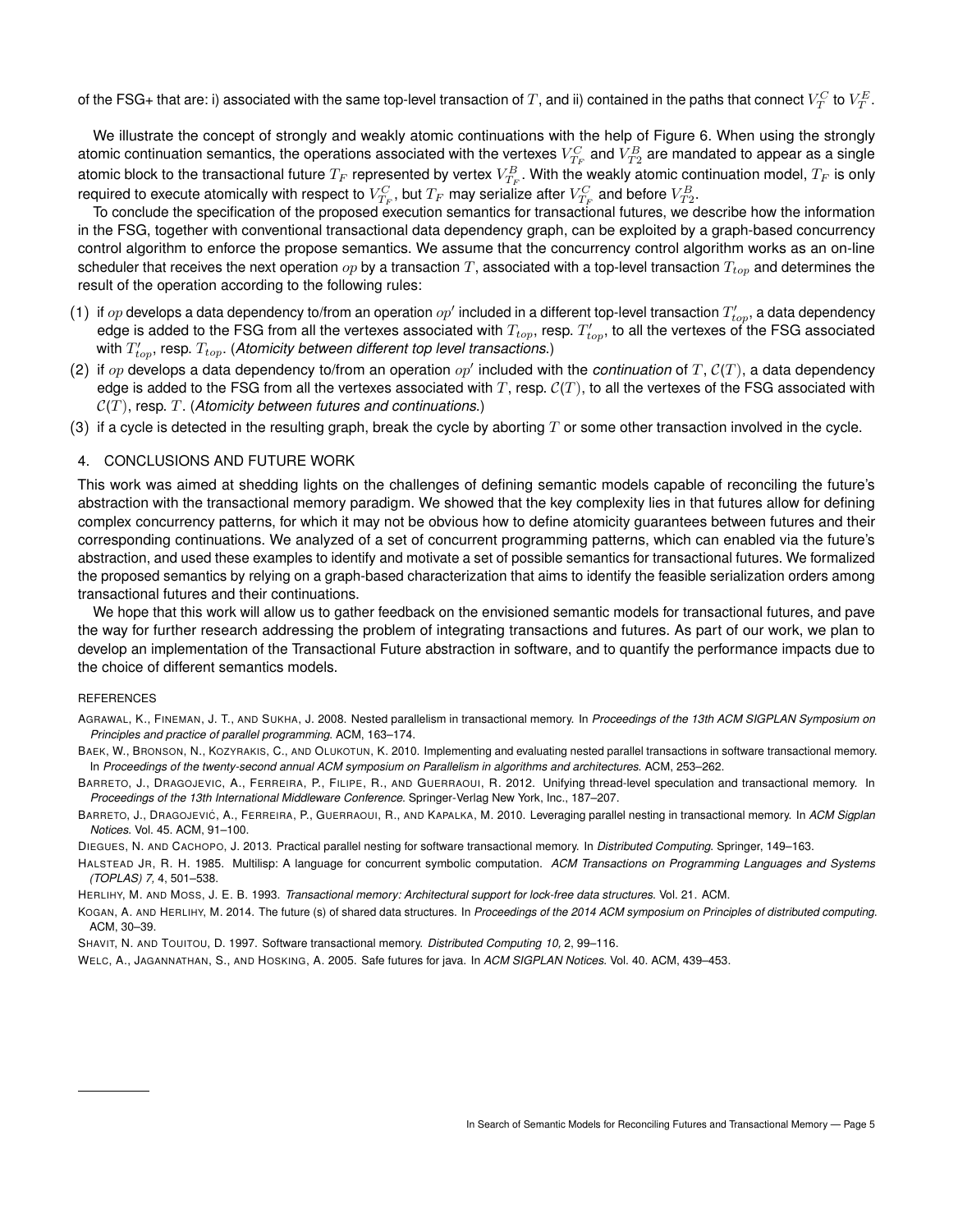of the FSG+ that are: i) associated with the same top-level transaction of $T$, and ii) contained in the paths that connect $V_T^C$ to $V_T^E$.

We illustrate the concept of strongly and weakly atomic continuations with the help of Figure 6. When using the strongly atomic continuation semantics, the operations associated with the vertexes $V_{T_F}^C$ and $V_{T2}^B$ are mandated to appear as a single atomic block to the transactional future $T_F$ represented by vertex $V_{T_F}^B$. With the weakly atomic continuation model, $T_F$ is only required to execute atomically with respect to $V_{T_F}^C$, but $T_F$ may serialize after $V_{T_F}^C$ and before $V_{T2}^B$.

To conclude the specification of the proposed execution semantics for transactional futures, we describe how the information in the FSG, together with conventional transactional data dependency graph, can be exploited by a graph-based concurrency control algorithm to enforce the propose semantics. We assume that the concurrency control algorithm works as an on-line scheduler that receives the next operation $op$ by a transaction $T$, associated with a top-level transaction $T_{top}$ and determines the result of the operation according to the following rules:

(1) if $op$ develops a data dependency to/from an operation $op'$ included in a different top-level transaction $T'_{top}$, a data dependency edge is added to the FSG from all the vertexes associated with $T_{top}$, resp. $T'_{top}$, to all the vertexes of the FSG associated with $T'_{top}$, resp. $T_{top}$. (*Atomicity between different top level transactions.*)

(2) if $op$ develops a data dependency to/from an operation $op'$ included with the *continuation* of $T$, $\mathcal{C}(T)$, a data dependency edge is added to the FSG from all the vertexes associated with $T$, resp. $\mathcal{C}(T)$, to all the vertexes of the FSG associated with $\mathcal{C}(T)$, resp. $T$. (*Atomicity between futures and continuations.*)

(3) if a cycle is detected in the resulting graph, break the cycle by aborting $T$ or some other transaction involved in the cycle.

## 4. CONCLUSIONS AND FUTURE WORK

This work was aimed at shedding lights on the challenges of defining semantic models capable of reconciling the future's abstraction with the transactional memory paradigm. We showed that the key complexity lies in that futures allow for defining complex concurrency patterns, for which it may not be obvious how to define atomicity guarantees between futures and their corresponding continuations. We analyzed of a set of concurrent programming patterns, which can enabled via the future's abstraction, and used these examples to identify and motivate a set of possible semantics for transactional futures. We formalized the proposed semantics by relying on a graph-based characterization that aims to identify the feasible serialization orders among transactional futures and their continuations.

We hope that this work will allow us to gather feedback on the envisioned semantic models for transactional futures, and pave the way for further research addressing the problem of integrating transactions and futures. As part of our work, we plan to develop an implementation of the Transactional Future abstraction in software, and to quantify the performance impacts due to the choice of different semantics models.

## REFERENCES

AGRAWAL, K., FINEMAN, J. T., AND SUKHA, J. 2008. Nested parallelism in transactional memory. In *Proceedings of the 13th ACM SIGPLAN Symposium on Principles and practice of parallel programming.* ACM, 163–174.

BAEK, W., BRONSON, N., KOZYRAKIS, C., AND OLUKOTUN, K. 2010. Implementing and evaluating nested parallel transactions in software transactional memory. In *Proceedings of the twenty-second annual ACM symposium on Parallelism in algorithms and architectures.* ACM, 253–262.

BARRETO, J., DRAGOJEVIC, A., FERREIRA, P., FILIPE, R., AND GUERRAOUI, R. 2012. Unifying thread-level speculation and transactional memory. In *Proceedings of the 13th International Middleware Conference.* Springer-Verlag New York, Inc., 187–207.

BARRETO, J., DRAGOJEVIĆ, A., FERREIRA, P., GUERRAOUI, R., AND KAPALKA, M. 2010. Leveraging parallel nesting in transactional memory. In *ACM Sigplan Notices.* Vol. 45. ACM, 91–100.

DIEGUES, N. AND CACHOPO, J. 2013. Practical parallel nesting for software transactional memory. In *Distributed Computing.* Springer, 149–163.

HALSTEAD JR, R. H. 1985. Multilisp: A language for concurrent symbolic computation. *ACM Transactions on Programming Languages and Systems (TOPLAS) 7,* 4, 501–538.

HERLIHY, M. AND MOSS, J. E. B. 1993. *Transactional memory: Architectural support for lock-free data structures.* Vol. 21. ACM.

KOGAN, A. AND HERLIHY, M. 2014. The future (s) of shared data structures. In *Proceedings of the 2014 ACM symposium on Principles of distributed computing.* ACM, 30–39.

SHAVIT, N. AND TOUITOU, D. 1997. Software transactional memory. *Distributed Computing 10,* 2, 99–116.

WELC, A., JAGANNATHAN, S., AND HOSKING, A. 2005. Safe futures for java. In *ACM SIGPLAN Notices.* Vol. 40. ACM, 439–453.